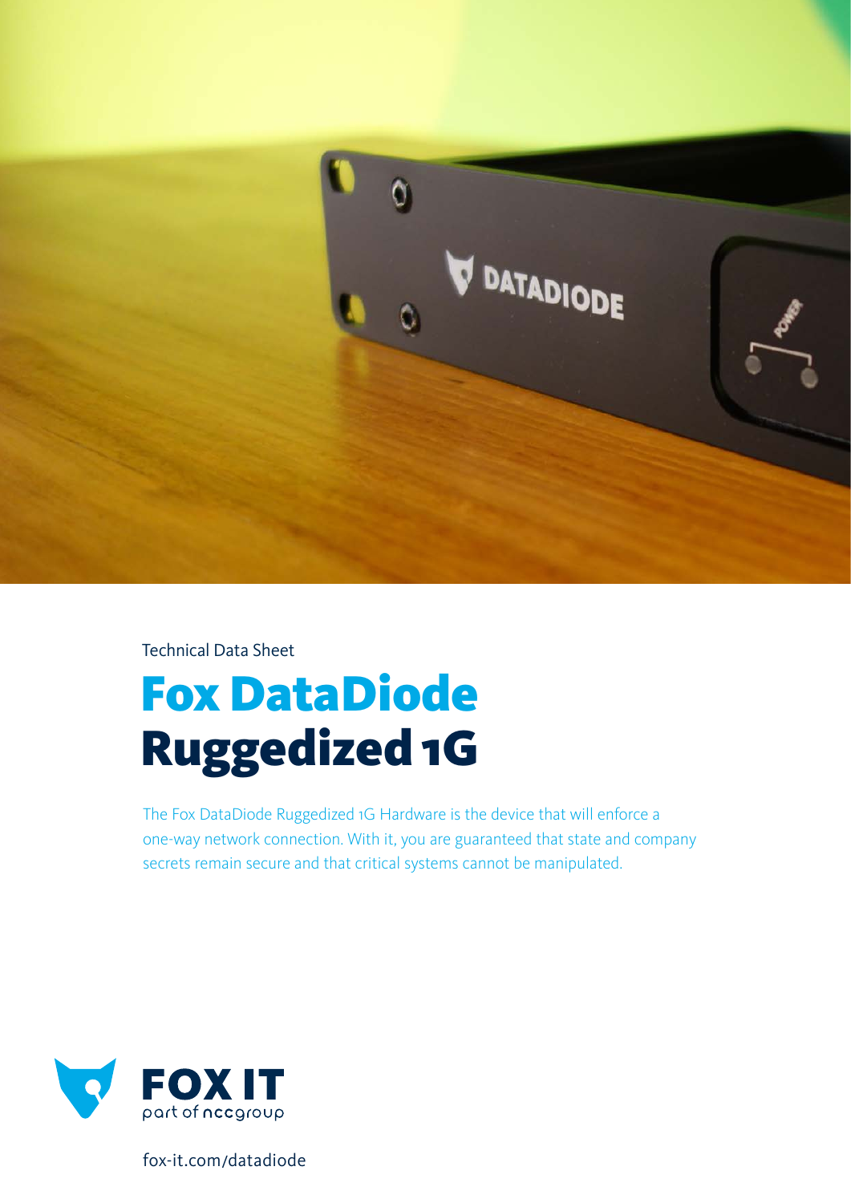Technical Data Sheet

# Fox DataDiode Ruggedized 1G

The Fox DataDiode Ruggedized 1G Hardware is the device that will enforce a one-way network connection. With it, you are guaranteed that state and company secrets remain secure and that critical systems cannot be manipulated.

FOX IT
part of nccgroup

fox-it.com/datadiode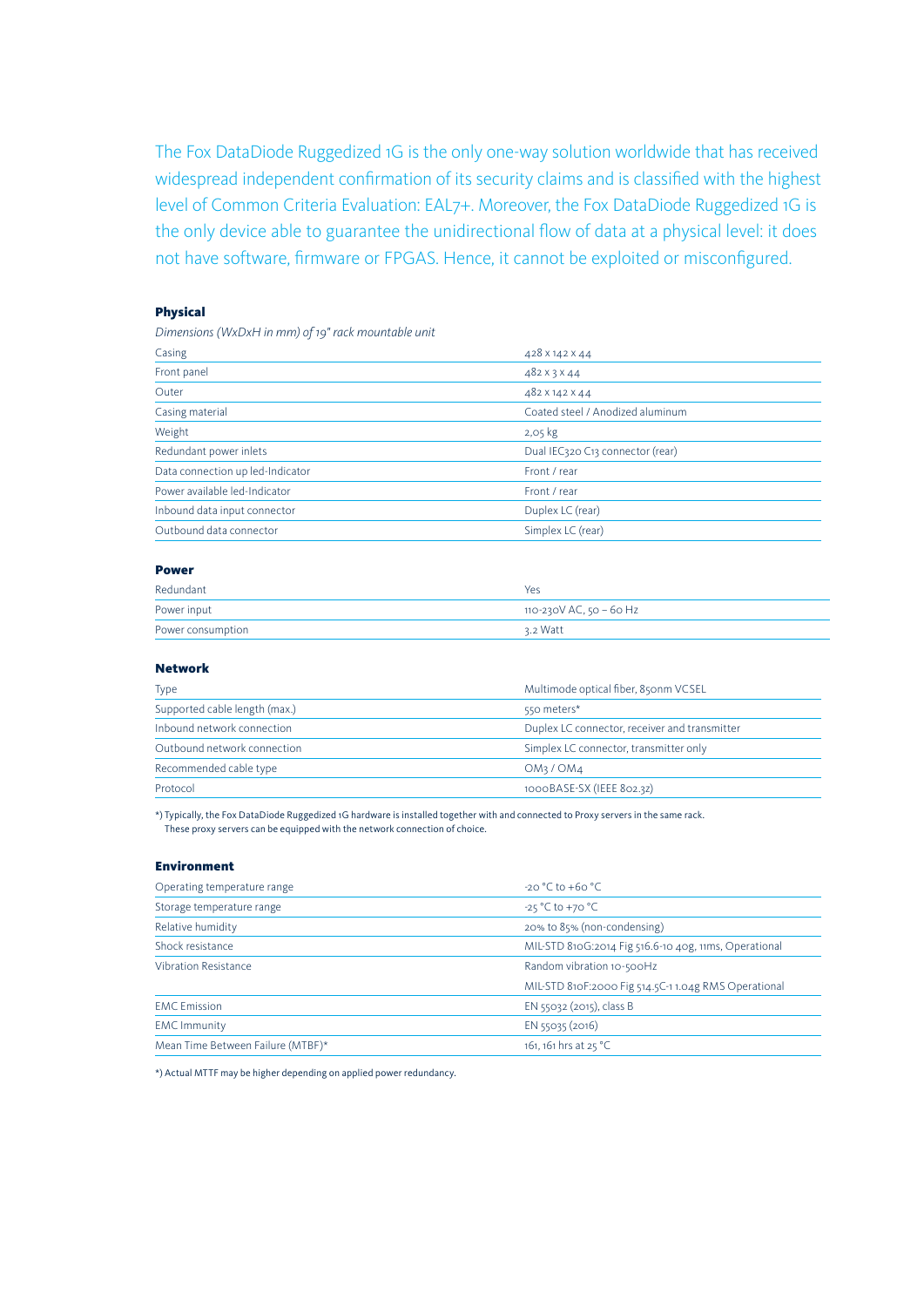The Fox DataDiode Ruggedized 1G is the only one-way solution worldwide that has received widespread independent confirmation of its security claims and is classified with the highest level of Common Criteria Evaluation: EAL7+. Moreover, the Fox DataDiode Ruggedized 1G is the only device able to guarantee the unidirectional flow of data at a physical level: it does not have software, firmware or FPGAS. Hence, it cannot be exploited or misconfigured.

### Physical

*Dimensions (WxDxH in mm) of 19" rack mountable unit*

| | |
|---|---|
| Casing | 428 x 142 x 44 |
| Front panel | 482 x 3 x 44 |
| Outer | 482 x 142 x 44 |
| Casing material | Coated steel / Anodized aluminum |
| Weight | 2,05 kg |
| Redundant power inlets | Dual IEC320 C13 connector (rear) |
| Data connection up led-Indicator | Front / rear |
| Power available led-Indicator | Front / rear |
| Inbound data input connector | Duplex LC (rear) |
| Outbound data connector | Simplex LC (rear) |

### Power

| | |
|---|---|
| Redundant | Yes |
| Power input | 110-230V AC, 50 – 60 Hz |
| Power consumption | 3.2 Watt |

### Network

| | |
|---|---|
| Type | Multimode optical fiber, 850nm VCSEL |
| Supported cable length (max.) | 550 meters* |
| Inbound network connection | Duplex LC connector, receiver and transmitter |
| Outbound network connection | Simplex LC connector, transmitter only |
| Recommended cable type | OM3 / OM4 |
| Protocol | 1000BASE-SX (IEEE 802.3z) |

*) Typically, the Fox DataDiode Ruggedized 1G hardware is installed together with and connected to Proxy servers in the same rack. These proxy servers can be equipped with the network connection of choice.

### Environment

| | |
|---|---|
| Operating temperature range | -20 °C to +60 °C |
| Storage temperature range | -25 °C to +70 °C |
| Relative humidity | 20% to 85% (non-condensing) |
| Shock resistance | MIL-STD 810G:2014 Fig 516.6-10 40g, 11ms, Operational |
| Vibration Resistance | Random vibration 10-500Hz<br>MIL-STD 810F:2000 Fig 514.5C-1 1.04g RMS Operational |
| EMC Emission | EN 55032 (2015), class B |
| EMC Immunity | EN 55035 (2016) |
| Mean Time Between Failure (MTBF)* | 161, 161 hrs at 25 °C |

*) Actual MTTF may be higher depending on applied power redundancy.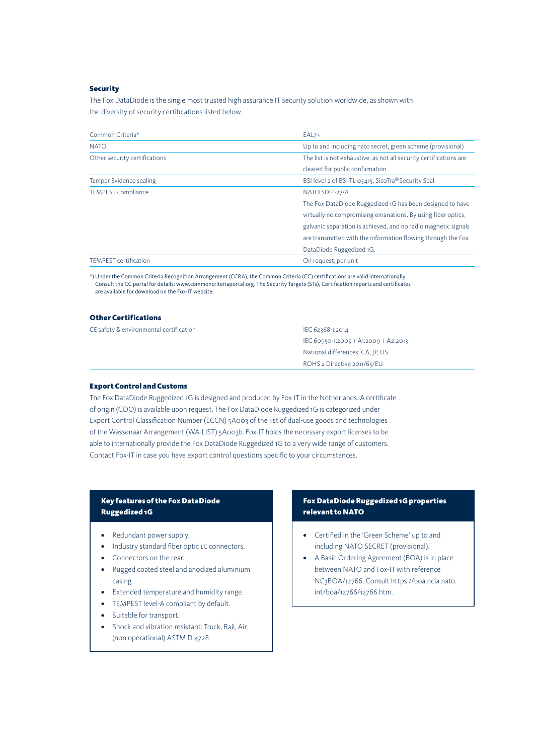### Security

The Fox DataDiode is the single most trusted high assurance IT security solution worldwide, as shown with the diversity of security certifications listed below.

| | |
|---|---|
| Common Criteria* | EAL7+ |
| NATO | Up to and including nato secret, green scheme (provisional) |
| Other security certifications | The list is not exhaustive, as not all security certifications are cleared for public confirmation. |
| Tamper Evidence sealing | BSI level 2 of BSI TL-03415, SicoTra®Security Seal |
| TEMPEST compliance | NATO SDIP-27/A<br>The Fox DataDiode Ruggedized 1G has been designed to have virtually no compromising emanations. By using fiber optics, galvanic separation is achieved, and no radio magnetic signals are transmitted with the information flowing through the Fox DataDiode Ruggedized 1G. |
| TEMPEST certification | On request, per unit |

*) Under the Common Criteria Recognition Arrangement (CCRA), the Common Criteria (CC) certifications are valid internationally. Consult the CC portal for details: www.commoncriteriaportal.org. The Security Targets (STs), Certification reports and certificates are available for download on the Fox-IT website.

### Other Certifications

| | |
|---|---|
| CE safety & environmental certification | IEC 62368-1:2014<br>IEC 60950-1:2005 + A1:2009 + A2:2013<br>National differences: CA, JP, US<br>ROHS 2 Directive 2011/65/EU |

### Export Control and Customs

The Fox DataDiode Ruggedized 1G is designed and produced by Fox-IT in the Netherlands. A certificate of origin (COO) is available upon request. The Fox DataDiode Ruggedized 1G is categorized under Export Control Classification Number (ECCN) 5A003 of the list of dual-use goods and technologies of the Wassenaar Arrangement (WA-LIST) 5A003b. Fox-IT holds the necessary export licenses to be able to internationally provide the Fox DataDiode Ruggedized 1G to a very wide range of customers. Contact Fox-IT in case you have export control questions specific to your circumstances.

#### Key features of the Fox DataDiode Ruggedized 1G

- Redundant power supply.
- Industry standard fiber optic LC connectors.
- Connectors on the rear.
- Rugged coated steel and anodized aluminium casing.
- Extended temperature and humidity range.
- TEMPEST level-A compliant by default.
- Suitable for transport.
- Shock and vibration resistant: Truck, Rail, Air (non operational) ASTM D 4728.

#### Fox DataDiode Ruggedized 1G properties relevant to NATO

- Certified in the 'Green Scheme' up to and including NATO SECRET (provisional).
- A Basic Ordering Agreement (BOA) is in place between NATO and Fox-IT with reference NC3BOA/12766. Consult https://boa.ncia.nato.int/boa/12766/12766.htm.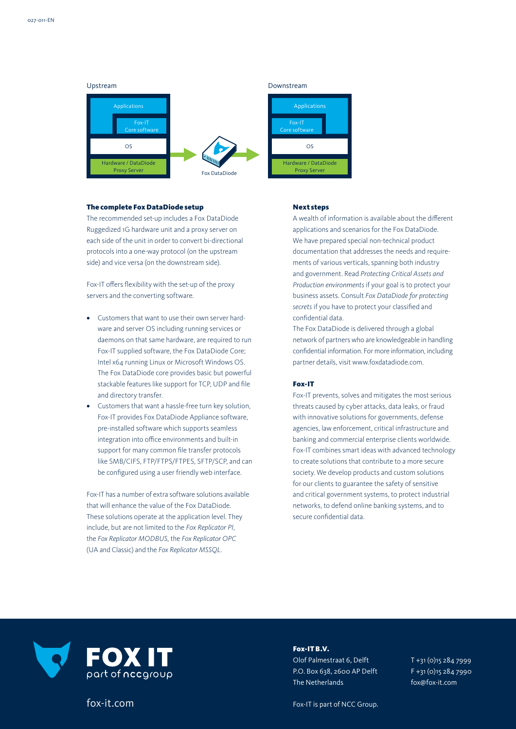027-011-EN

Upstream

Applications

Fox-IT
Core software

OS

Hardware / DataDiode
Proxy Server

Fox DataDiode

Downstream

Applications

Fox-IT
Core software

OS

Hardware / DataDiode
Proxy Server

## The complete Fox DataDiode setup

The recommended set-up includes a Fox DataDiode Ruggedized 1G hardware unit and a proxy server on each side of the unit in order to convert bi-directional protocols into a one-way protocol (on the upstream side) and vice versa (on the downstream side).

Fox-IT offers flexibility with the set-up of the proxy servers and the converting software.

- Customers that want to use their own server hardware and server OS including running services or daemons on that same hardware, are required to run Fox-IT supplied software, the Fox DataDiode Core; Intel x64 running Linux or Microsoft Windows OS. The Fox DataDiode core provides basic but powerful stackable features like support for TCP, UDP and file and directory transfer.
- Customers that want a hassle-free turn key solution, Fox-IT provides Fox DataDiode Appliance software, pre-installed software which supports seamless integration into office environments and built-in support for many common file transfer protocols like SMB/CIFS, FTP/FTPS/FTPES, SFTP/SCP, and can be configured using a user friendly web interface.

Fox-IT has a number of extra software solutions available that will enhance the value of the Fox DataDiode. These solutions operate at the application level. They include, but are not limited to the *Fox Replicator PI*, the *Fox Replicator MODBUS*, the *Fox Replicator OPC* (UA and Classic) and the *Fox Replicator MSSQL*.

## Next steps

A wealth of information is available about the different applications and scenarios for the Fox DataDiode. We have prepared special non-technical product documentation that addresses the needs and requirements of various verticals, spanning both industry and government. Read *Protecting Critical Assets and Production environments* if your goal is to protect your business assets. Consult *Fox DataDiode for protecting secrets* if you have to protect your classified and confidential data.
The Fox DataDiode is delivered through a global network of partners who are knowledgeable in handling confidential information. For more information, including partner details, visit www.foxdatadiode.com.

## Fox-IT

Fox-IT prevents, solves and mitigates the most serious threats caused by cyber attacks, data leaks, or fraud with innovative solutions for governments, defense agencies, law enforcement, critical infrastructure and banking and commercial enterprise clients worldwide. Fox-IT combines smart ideas with advanced technology to create solutions that contribute to a more secure society. We develop products and custom solutions for our clients to guarantee the safety of sensitive and critical government systems, to protect industrial networks, to defend online banking systems, and to secure confidential data.

FOX IT
part of nccgroup

fox-it.com

**Fox-IT B.V.**
Olof Palmestraat 6, Delft
P.O. Box 638, 2600 AP Delft
The Netherlands

T +31 (0)15 284 7999
F +31 (0)15 284 7990
fox@fox-it.com

Fox-IT is part of NCC Group.